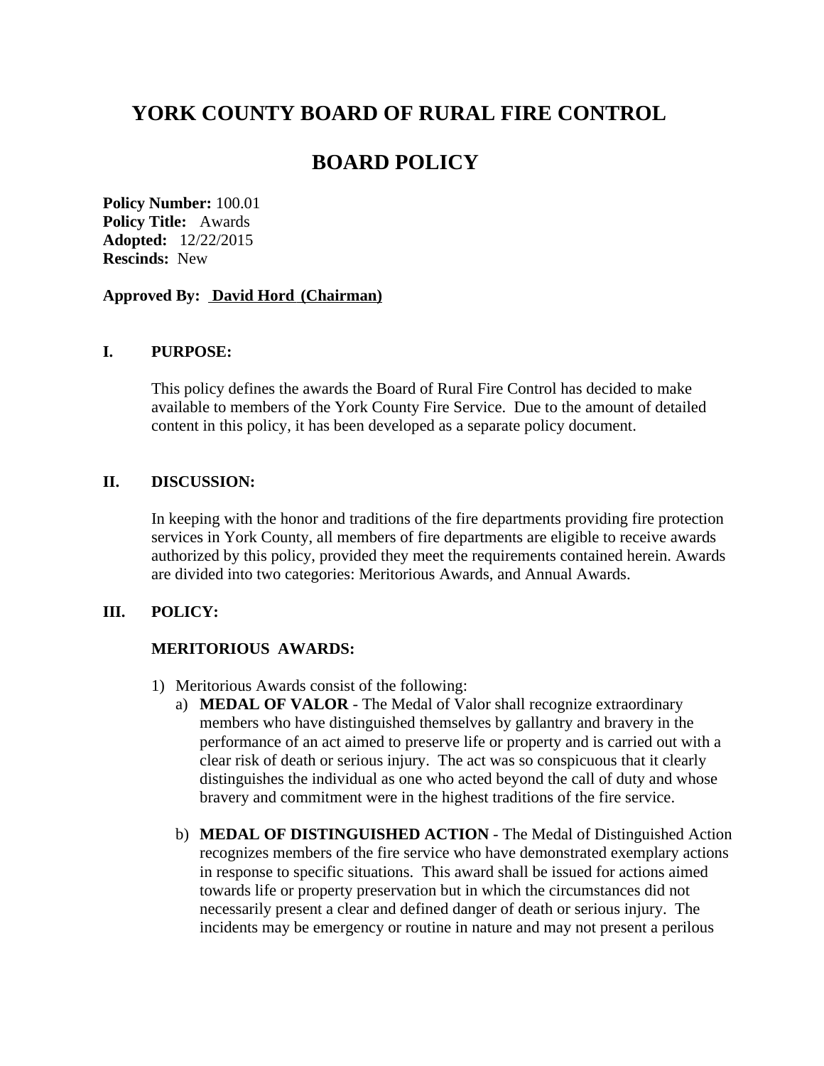# YORK COUNTY BOARD OF RURAL FIRE CONTROL

# BOARD POLICY

**Policy Number:** 100.01
**Policy Title:** Awards
**Adopted:** 12/22/2015
**Rescinds:** New

**Approved By:** **David Hord (Chairman)**

## I. PURPOSE:

This policy defines the awards the Board of Rural Fire Control has decided to make available to members of the York County Fire Service. Due to the amount of detailed content in this policy, it has been developed as a separate policy document.

## II. DISCUSSION:

In keeping with the honor and traditions of the fire departments providing fire protection services in York County, all members of fire departments are eligible to receive awards authorized by this policy, provided they meet the requirements contained herein. Awards are divided into two categories: Meritorious Awards, and Annual Awards.

## III. POLICY:

### MERITORIOUS AWARDS:

1) Meritorious Awards consist of the following:
   a) **MEDAL OF VALOR** - The Medal of Valor shall recognize extraordinary members who have distinguished themselves by gallantry and bravery in the performance of an act aimed to preserve life or property and is carried out with a clear risk of death or serious injury. The act was so conspicuous that it clearly distinguishes the individual as one who acted beyond the call of duty and whose bravery and commitment were in the highest traditions of the fire service.

   b) **MEDAL OF DISTINGUISHED ACTION** - The Medal of Distinguished Action recognizes members of the fire service who have demonstrated exemplary actions in response to specific situations. This award shall be issued for actions aimed towards life or property preservation but in which the circumstances did not necessarily present a clear and defined danger of death or serious injury. The incidents may be emergency or routine in nature and may not present a perilous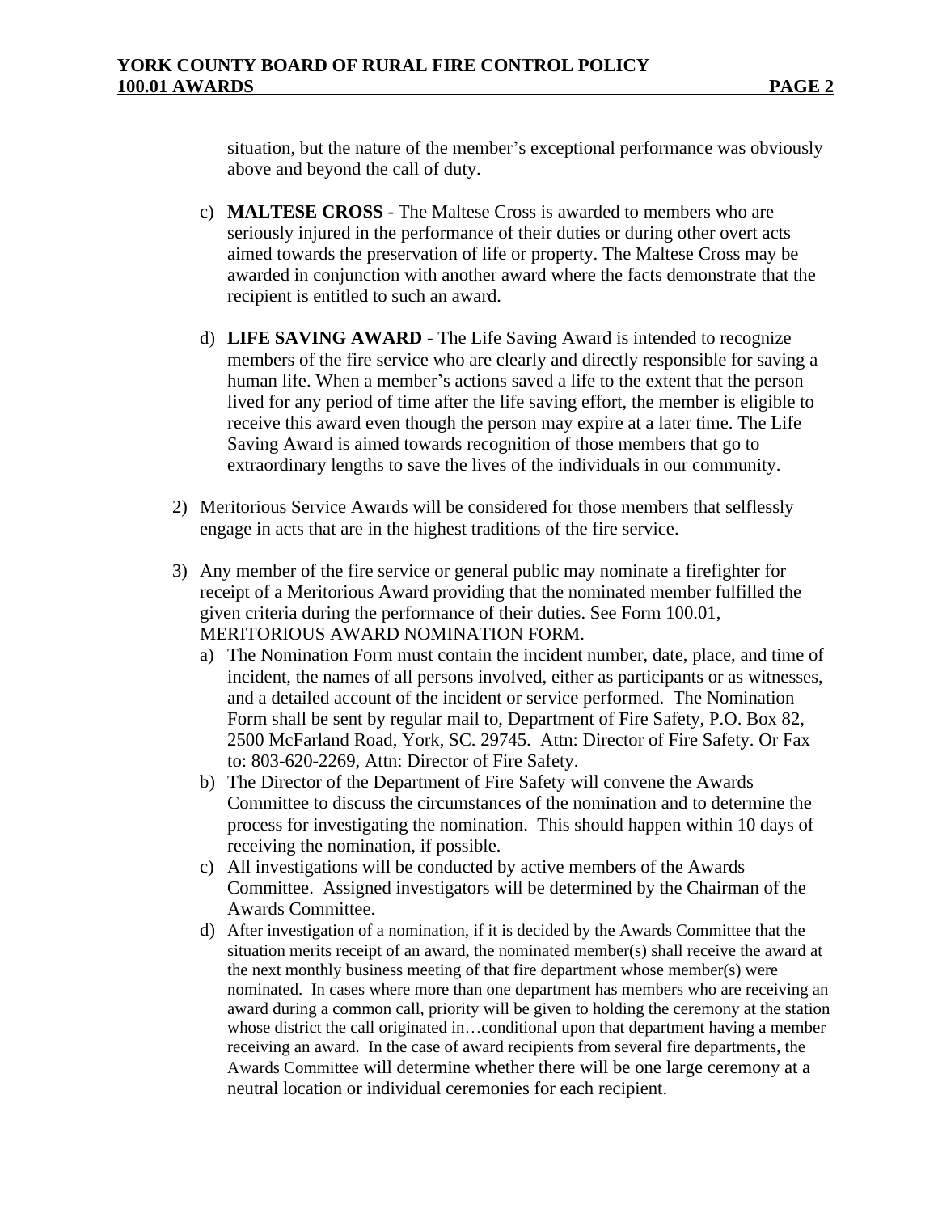situation, but the nature of the member's exceptional performance was obviously above and beyond the call of duty.

c) **MALTESE CROSS** - The Maltese Cross is awarded to members who are seriously injured in the performance of their duties or during other overt acts aimed towards the preservation of life or property. The Maltese Cross may be awarded in conjunction with another award where the facts demonstrate that the recipient is entitled to such an award.

d) **LIFE SAVING AWARD** - The Life Saving Award is intended to recognize members of the fire service who are clearly and directly responsible for saving a human life. When a member's actions saved a life to the extent that the person lived for any period of time after the life saving effort, the member is eligible to receive this award even though the person may expire at a later time. The Life Saving Award is aimed towards recognition of those members that go to extraordinary lengths to save the lives of the individuals in our community.

2) Meritorious Service Awards will be considered for those members that selflessly engage in acts that are in the highest traditions of the fire service.

3) Any member of the fire service or general public may nominate a firefighter for receipt of a Meritorious Award providing that the nominated member fulfilled the given criteria during the performance of their duties. See Form 100.01, MERITORIOUS AWARD NOMINATION FORM.
   a) The Nomination Form must contain the incident number, date, place, and time of incident, the names of all persons involved, either as participants or as witnesses, and a detailed account of the incident or service performed. The Nomination Form shall be sent by regular mail to, Department of Fire Safety, P.O. Box 82, 2500 McFarland Road, York, SC. 29745. Attn: Director of Fire Safety. Or Fax to: 803-620-2269, Attn: Director of Fire Safety.
   b) The Director of the Department of Fire Safety will convene the Awards Committee to discuss the circumstances of the nomination and to determine the process for investigating the nomination. This should happen within 10 days of receiving the nomination, if possible.
   c) All investigations will be conducted by active members of the Awards Committee. Assigned investigators will be determined by the Chairman of the Awards Committee.
   d) After investigation of a nomination, if it is decided by the Awards Committee that the situation merits receipt of an award, the nominated member(s) shall receive the award at the next monthly business meeting of that fire department whose member(s) were nominated. In cases where more than one department has members who are receiving an award during a common call, priority will be given to holding the ceremony at the station whose district the call originated in…conditional upon that department having a member receiving an award. In the case of award recipients from several fire departments, the Awards Committee will determine whether there will be one large ceremony at a neutral location or individual ceremonies for each recipient.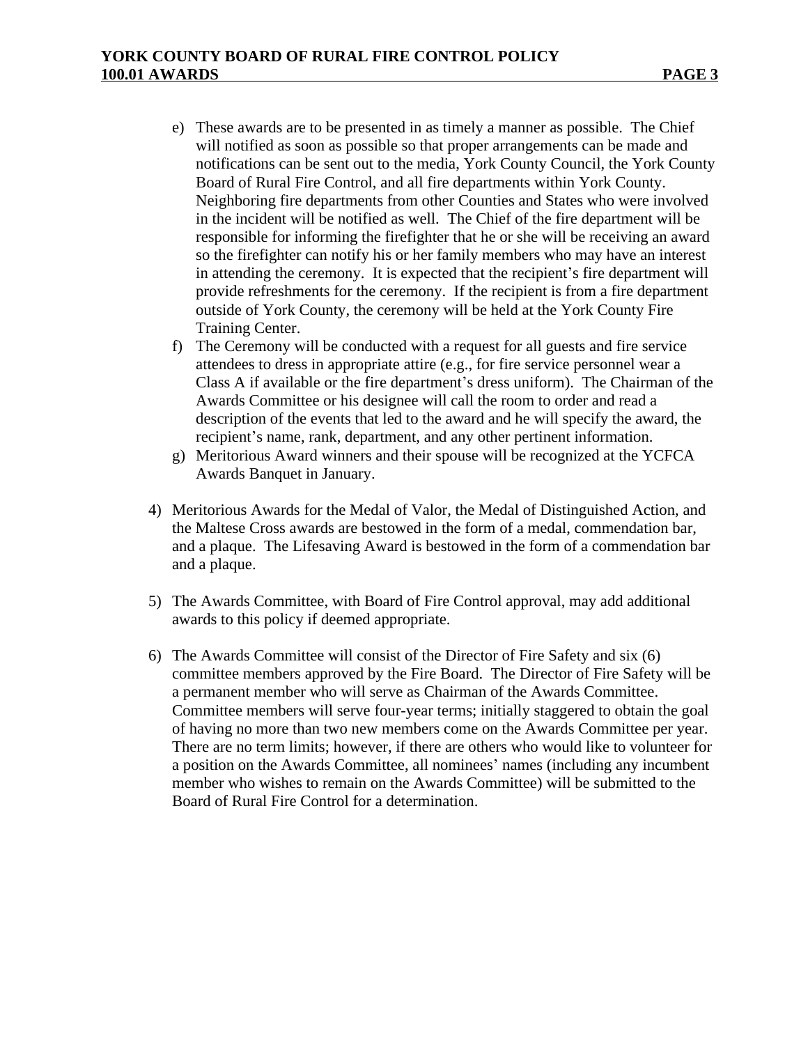e) These awards are to be presented in as timely a manner as possible. The Chief will notified as soon as possible so that proper arrangements can be made and notifications can be sent out to the media, York County Council, the York County Board of Rural Fire Control, and all fire departments within York County. Neighboring fire departments from other Counties and States who were involved in the incident will be notified as well. The Chief of the fire department will be responsible for informing the firefighter that he or she will be receiving an award so the firefighter can notify his or her family members who may have an interest in attending the ceremony. It is expected that the recipient's fire department will provide refreshments for the ceremony. If the recipient is from a fire department outside of York County, the ceremony will be held at the York County Fire Training Center.

f) The Ceremony will be conducted with a request for all guests and fire service attendees to dress in appropriate attire (e.g., for fire service personnel wear a Class A if available or the fire department's dress uniform). The Chairman of the Awards Committee or his designee will call the room to order and read a description of the events that led to the award and he will specify the award, the recipient's name, rank, department, and any other pertinent information.

g) Meritorious Award winners and their spouse will be recognized at the YCFCA Awards Banquet in January.

4) Meritorious Awards for the Medal of Valor, the Medal of Distinguished Action, and the Maltese Cross awards are bestowed in the form of a medal, commendation bar, and a plaque. The Lifesaving Award is bestowed in the form of a commendation bar and a plaque.

5) The Awards Committee, with Board of Fire Control approval, may add additional awards to this policy if deemed appropriate.

6) The Awards Committee will consist of the Director of Fire Safety and six (6) committee members approved by the Fire Board. The Director of Fire Safety will be a permanent member who will serve as Chairman of the Awards Committee. Committee members will serve four-year terms; initially staggered to obtain the goal of having no more than two new members come on the Awards Committee per year. There are no term limits; however, if there are others who would like to volunteer for a position on the Awards Committee, all nominees' names (including any incumbent member who wishes to remain on the Awards Committee) will be submitted to the Board of Rural Fire Control for a determination.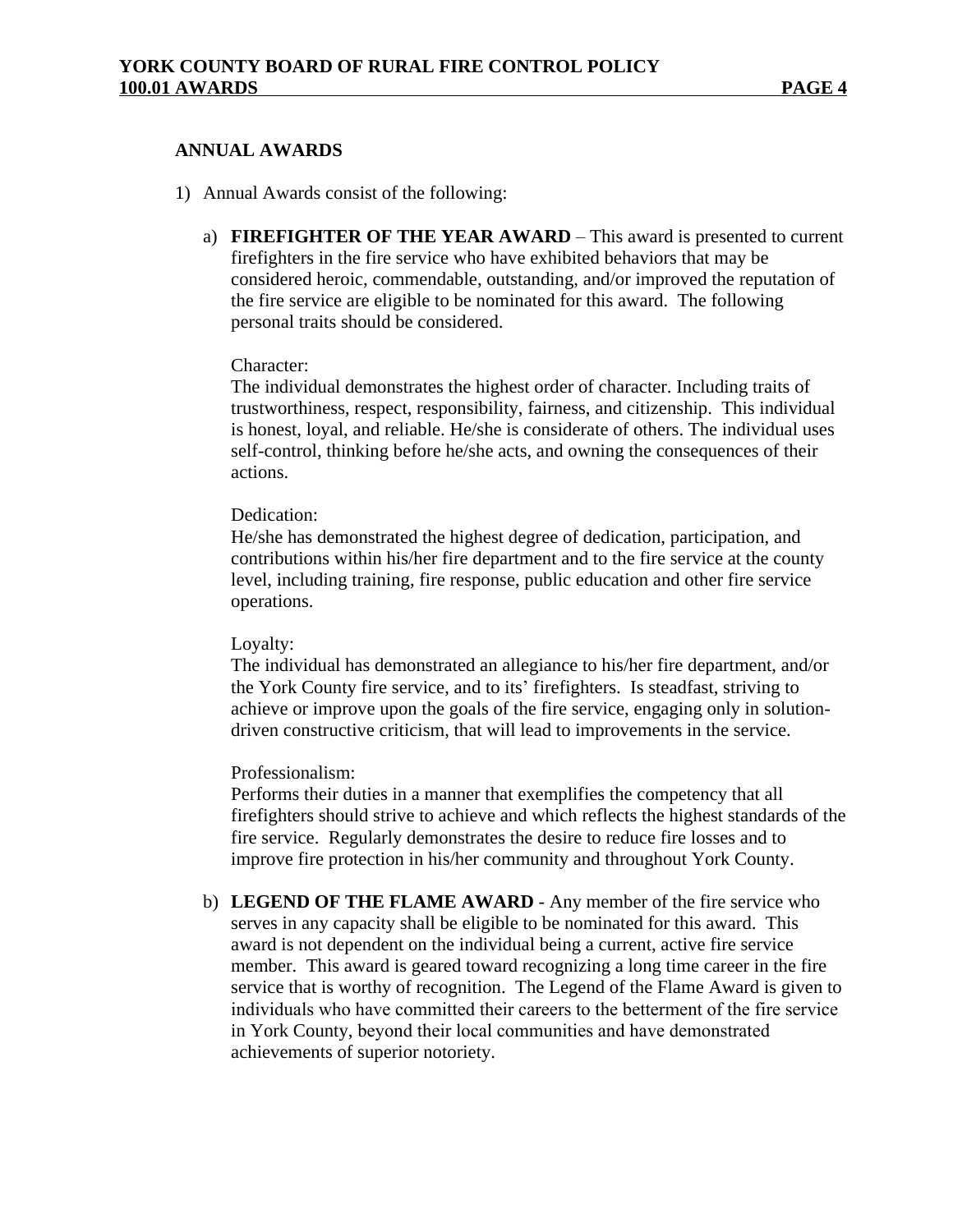## ANNUAL AWARDS

1) Annual Awards consist of the following:

   a) **FIREFIGHTER OF THE YEAR AWARD** – This award is presented to current firefighters in the fire service who have exhibited behaviors that may be considered heroic, commendable, outstanding, and/or improved the reputation of the fire service are eligible to be nominated for this award. The following personal traits should be considered.

      Character:
      The individual demonstrates the highest order of character. Including traits of trustworthiness, respect, responsibility, fairness, and citizenship. This individual is honest, loyal, and reliable. He/she is considerate of others. The individual uses self-control, thinking before he/she acts, and owning the consequences of their actions.

      Dedication:
      He/she has demonstrated the highest degree of dedication, participation, and contributions within his/her fire department and to the fire service at the county level, including training, fire response, public education and other fire service operations.

      Loyalty:
      The individual has demonstrated an allegiance to his/her fire department, and/or the York County fire service, and to its' firefighters. Is steadfast, striving to achieve or improve upon the goals of the fire service, engaging only in solution-driven constructive criticism, that will lead to improvements in the service.

      Professionalism:
      Performs their duties in a manner that exemplifies the competency that all firefighters should strive to achieve and which reflects the highest standards of the fire service. Regularly demonstrates the desire to reduce fire losses and to improve fire protection in his/her community and throughout York County.

   b) **LEGEND OF THE FLAME AWARD** - Any member of the fire service who serves in any capacity shall be eligible to be nominated for this award. This award is not dependent on the individual being a current, active fire service member. This award is geared toward recognizing a long time career in the fire service that is worthy of recognition. The Legend of the Flame Award is given to individuals who have committed their careers to the betterment of the fire service in York County, beyond their local communities and have demonstrated achievements of superior notoriety.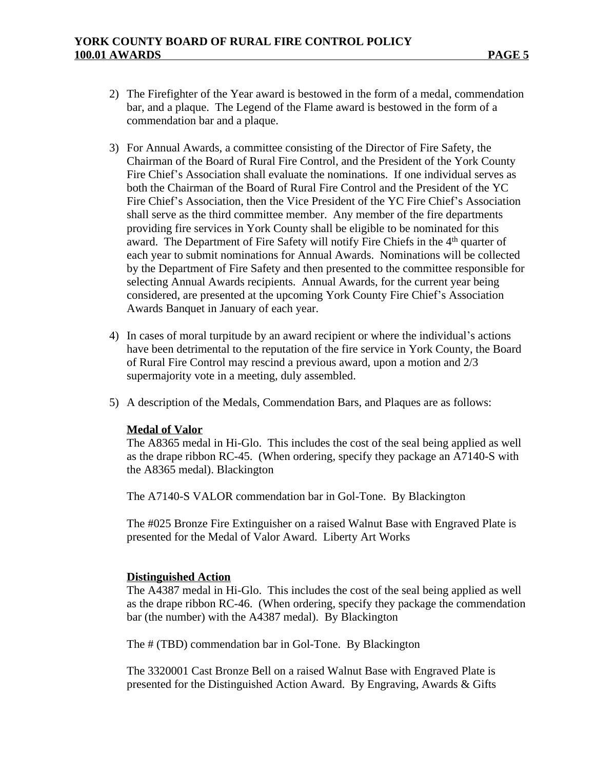2) The Firefighter of the Year award is bestowed in the form of a medal, commendation bar, and a plaque. The Legend of the Flame award is bestowed in the form of a commendation bar and a plaque.

3) For Annual Awards, a committee consisting of the Director of Fire Safety, the Chairman of the Board of Rural Fire Control, and the President of the York County Fire Chief's Association shall evaluate the nominations. If one individual serves as both the Chairman of the Board of Rural Fire Control and the President of the YC Fire Chief's Association, then the Vice President of the YC Fire Chief's Association shall serve as the third committee member. Any member of the fire departments providing fire services in York County shall be eligible to be nominated for this award. The Department of Fire Safety will notify Fire Chiefs in the 4th quarter of each year to submit nominations for Annual Awards. Nominations will be collected by the Department of Fire Safety and then presented to the committee responsible for selecting Annual Awards recipients. Annual Awards, for the current year being considered, are presented at the upcoming York County Fire Chief's Association Awards Banquet in January of each year.

4) In cases of moral turpitude by an award recipient or where the individual's actions have been detrimental to the reputation of the fire service in York County, the Board of Rural Fire Control may rescind a previous award, upon a motion and 2/3 supermajority vote in a meeting, duly assembled.

5) A description of the Medals, Commendation Bars, and Plaques are as follows:

**Medal of Valor**

The A8365 medal in Hi-Glo. This includes the cost of the seal being applied as well as the drape ribbon RC-45. (When ordering, specify they package an A7140-S with the A8365 medal). Blackington

The A7140-S VALOR commendation bar in Gol-Tone. By Blackington

The #025 Bronze Fire Extinguisher on a raised Walnut Base with Engraved Plate is presented for the Medal of Valor Award. Liberty Art Works

**Distinguished Action**

The A4387 medal in Hi-Glo. This includes the cost of the seal being applied as well as the drape ribbon RC-46. (When ordering, specify they package the commendation bar (the number) with the A4387 medal). By Blackington

The # (TBD) commendation bar in Gol-Tone. By Blackington

The 3320001 Cast Bronze Bell on a raised Walnut Base with Engraved Plate is presented for the Distinguished Action Award. By Engraving, Awards & Gifts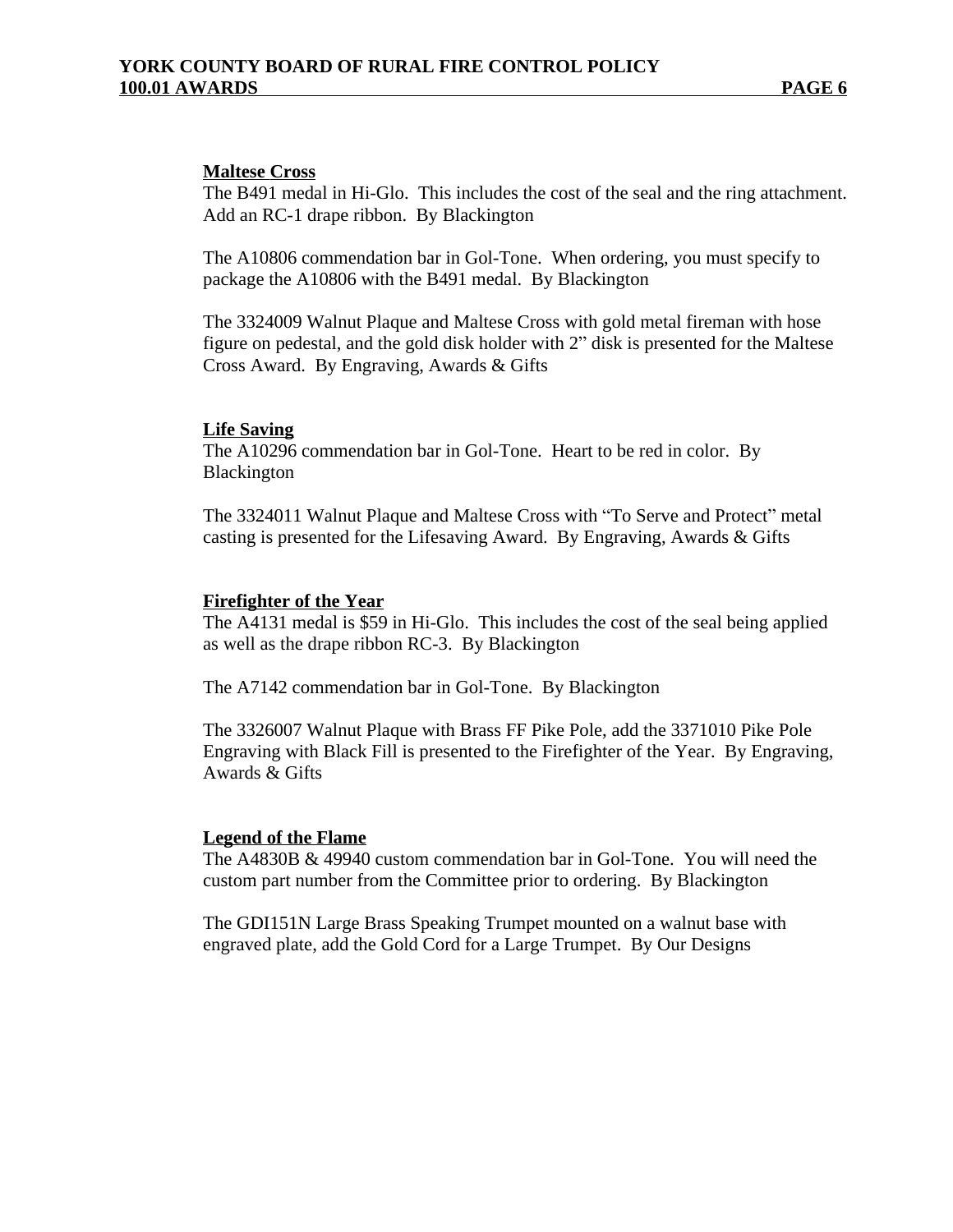**Maltese Cross**

The B491 medal in Hi-Glo. This includes the cost of the seal and the ring attachment. Add an RC-1 drape ribbon. By Blackington

The A10806 commendation bar in Gol-Tone. When ordering, you must specify to package the A10806 with the B491 medal. By Blackington

The 3324009 Walnut Plaque and Maltese Cross with gold metal fireman with hose figure on pedestal, and the gold disk holder with 2" disk is presented for the Maltese Cross Award. By Engraving, Awards & Gifts

**Life Saving**

The A10296 commendation bar in Gol-Tone. Heart to be red in color. By Blackington

The 3324011 Walnut Plaque and Maltese Cross with "To Serve and Protect" metal casting is presented for the Lifesaving Award. By Engraving, Awards & Gifts

**Firefighter of the Year**

The A4131 medal is $59 in Hi-Glo. This includes the cost of the seal being applied as well as the drape ribbon RC-3. By Blackington

The A7142 commendation bar in Gol-Tone. By Blackington

The 3326007 Walnut Plaque with Brass FF Pike Pole, add the 3371010 Pike Pole Engraving with Black Fill is presented to the Firefighter of the Year. By Engraving, Awards & Gifts

**Legend of the Flame**

The A4830B & 49940 custom commendation bar in Gol-Tone. You will need the custom part number from the Committee prior to ordering. By Blackington

The GDI151N Large Brass Speaking Trumpet mounted on a walnut base with engraved plate, add the Gold Cord for a Large Trumpet. By Our Designs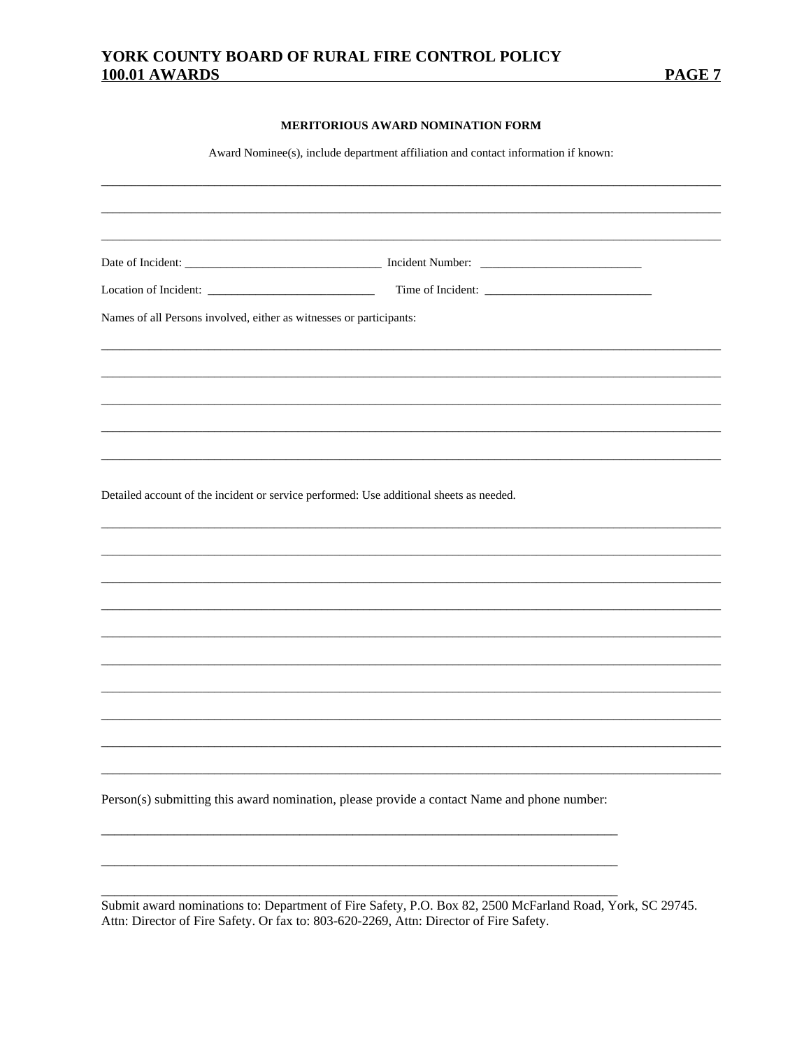**MERITORIOUS AWARD NOMINATION FORM**

Award Nominee(s), include department affiliation and contact information if known:

\_\_\_\_\_\_\_\_\_\_\_\_\_\_\_\_\_\_\_\_\_\_\_\_\_\_\_\_\_\_\_\_\_\_\_\_\_\_\_\_\_\_\_\_\_\_\_\_\_\_\_\_\_\_\_\_\_\_\_\_\_\_\_\_\_\_\_\_\_\_\_\_\_\_\_\_

\_\_\_\_\_\_\_\_\_\_\_\_\_\_\_\_\_\_\_\_\_\_\_\_\_\_\_\_\_\_\_\_\_\_\_\_\_\_\_\_\_\_\_\_\_\_\_\_\_\_\_\_\_\_\_\_\_\_\_\_\_\_\_\_\_\_\_\_\_\_\_\_\_\_\_\_

\_\_\_\_\_\_\_\_\_\_\_\_\_\_\_\_\_\_\_\_\_\_\_\_\_\_\_\_\_\_\_\_\_\_\_\_\_\_\_\_\_\_\_\_\_\_\_\_\_\_\_\_\_\_\_\_\_\_\_\_\_\_\_\_\_\_\_\_\_\_\_\_\_\_\_\_

Date of Incident: \_\_\_\_\_\_\_\_\_\_\_\_\_\_\_\_\_\_\_\_\_\_\_\_\_\_\_\_ Incident Number: \_\_\_\_\_\_\_\_\_\_\_\_\_\_\_\_\_\_\_\_\_\_\_\_

Location of Incident: \_\_\_\_\_\_\_\_\_\_\_\_\_\_\_\_\_\_\_\_\_\_\_\_ Time of Incident: \_\_\_\_\_\_\_\_\_\_\_\_\_\_\_\_\_\_\_\_\_\_\_\_

Names of all Persons involved, either as witnesses or participants:

\_\_\_\_\_\_\_\_\_\_\_\_\_\_\_\_\_\_\_\_\_\_\_\_\_\_\_\_\_\_\_\_\_\_\_\_\_\_\_\_\_\_\_\_\_\_\_\_\_\_\_\_\_\_\_\_\_\_\_\_\_\_\_\_\_\_\_\_\_\_\_\_\_\_\_\_

\_\_\_\_\_\_\_\_\_\_\_\_\_\_\_\_\_\_\_\_\_\_\_\_\_\_\_\_\_\_\_\_\_\_\_\_\_\_\_\_\_\_\_\_\_\_\_\_\_\_\_\_\_\_\_\_\_\_\_\_\_\_\_\_\_\_\_\_\_\_\_\_\_\_\_\_

\_\_\_\_\_\_\_\_\_\_\_\_\_\_\_\_\_\_\_\_\_\_\_\_\_\_\_\_\_\_\_\_\_\_\_\_\_\_\_\_\_\_\_\_\_\_\_\_\_\_\_\_\_\_\_\_\_\_\_\_\_\_\_\_\_\_\_\_\_\_\_\_\_\_\_\_

\_\_\_\_\_\_\_\_\_\_\_\_\_\_\_\_\_\_\_\_\_\_\_\_\_\_\_\_\_\_\_\_\_\_\_\_\_\_\_\_\_\_\_\_\_\_\_\_\_\_\_\_\_\_\_\_\_\_\_\_\_\_\_\_\_\_\_\_\_\_\_\_\_\_\_\_

\_\_\_\_\_\_\_\_\_\_\_\_\_\_\_\_\_\_\_\_\_\_\_\_\_\_\_\_\_\_\_\_\_\_\_\_\_\_\_\_\_\_\_\_\_\_\_\_\_\_\_\_\_\_\_\_\_\_\_\_\_\_\_\_\_\_\_\_\_\_\_\_\_\_\_\_

Detailed account of the incident or service performed: Use additional sheets as needed.

\_\_\_\_\_\_\_\_\_\_\_\_\_\_\_\_\_\_\_\_\_\_\_\_\_\_\_\_\_\_\_\_\_\_\_\_\_\_\_\_\_\_\_\_\_\_\_\_\_\_\_\_\_\_\_\_\_\_\_\_\_\_\_\_\_\_\_\_\_\_\_\_\_\_\_\_

\_\_\_\_\_\_\_\_\_\_\_\_\_\_\_\_\_\_\_\_\_\_\_\_\_\_\_\_\_\_\_\_\_\_\_\_\_\_\_\_\_\_\_\_\_\_\_\_\_\_\_\_\_\_\_\_\_\_\_\_\_\_\_\_\_\_\_\_\_\_\_\_\_\_\_\_

\_\_\_\_\_\_\_\_\_\_\_\_\_\_\_\_\_\_\_\_\_\_\_\_\_\_\_\_\_\_\_\_\_\_\_\_\_\_\_\_\_\_\_\_\_\_\_\_\_\_\_\_\_\_\_\_\_\_\_\_\_\_\_\_\_\_\_\_\_\_\_\_\_\_\_\_

\_\_\_\_\_\_\_\_\_\_\_\_\_\_\_\_\_\_\_\_\_\_\_\_\_\_\_\_\_\_\_\_\_\_\_\_\_\_\_\_\_\_\_\_\_\_\_\_\_\_\_\_\_\_\_\_\_\_\_\_\_\_\_\_\_\_\_\_\_\_\_\_\_\_\_\_

\_\_\_\_\_\_\_\_\_\_\_\_\_\_\_\_\_\_\_\_\_\_\_\_\_\_\_\_\_\_\_\_\_\_\_\_\_\_\_\_\_\_\_\_\_\_\_\_\_\_\_\_\_\_\_\_\_\_\_\_\_\_\_\_\_\_\_\_\_\_\_\_\_\_\_\_

\_\_\_\_\_\_\_\_\_\_\_\_\_\_\_\_\_\_\_\_\_\_\_\_\_\_\_\_\_\_\_\_\_\_\_\_\_\_\_\_\_\_\_\_\_\_\_\_\_\_\_\_\_\_\_\_\_\_\_\_\_\_\_\_\_\_\_\_\_\_\_\_\_\_\_\_

\_\_\_\_\_\_\_\_\_\_\_\_\_\_\_\_\_\_\_\_\_\_\_\_\_\_\_\_\_\_\_\_\_\_\_\_\_\_\_\_\_\_\_\_\_\_\_\_\_\_\_\_\_\_\_\_\_\_\_\_\_\_\_\_\_\_\_\_\_\_\_\_\_\_\_\_

\_\_\_\_\_\_\_\_\_\_\_\_\_\_\_\_\_\_\_\_\_\_\_\_\_\_\_\_\_\_\_\_\_\_\_\_\_\_\_\_\_\_\_\_\_\_\_\_\_\_\_\_\_\_\_\_\_\_\_\_\_\_\_\_\_\_\_\_\_\_\_\_\_\_\_\_

\_\_\_\_\_\_\_\_\_\_\_\_\_\_\_\_\_\_\_\_\_\_\_\_\_\_\_\_\_\_\_\_\_\_\_\_\_\_\_\_\_\_\_\_\_\_\_\_\_\_\_\_\_\_\_\_\_\_\_\_\_\_\_\_\_\_\_\_\_\_\_\_\_\_\_\_

\_\_\_\_\_\_\_\_\_\_\_\_\_\_\_\_\_\_\_\_\_\_\_\_\_\_\_\_\_\_\_\_\_\_\_\_\_\_\_\_\_\_\_\_\_\_\_\_\_\_\_\_\_\_\_\_\_\_\_\_\_\_\_\_\_\_\_\_\_\_\_\_\_\_\_\_

Person(s) submitting this award nomination, please provide a contact Name and phone number:

\_\_\_\_\_\_\_\_\_\_\_\_\_\_\_\_\_\_\_\_\_\_\_\_\_\_\_\_\_\_\_\_\_\_\_\_\_\_\_\_\_\_\_\_\_\_\_\_\_\_\_\_\_\_\_\_\_\_\_\_\_\_\_\_\_\_

\_\_\_\_\_\_\_\_\_\_\_\_\_\_\_\_\_\_\_\_\_\_\_\_\_\_\_\_\_\_\_\_\_\_\_\_\_\_\_\_\_\_\_\_\_\_\_\_\_\_\_\_\_\_\_\_\_\_\_\_\_\_\_\_\_\_

\_\_\_\_\_\_\_\_\_\_\_\_\_\_\_\_\_\_\_\_\_\_\_\_\_\_\_\_\_\_\_\_\_\_\_\_\_\_\_\_\_\_\_\_\_\_\_\_\_\_\_\_\_\_\_\_\_\_\_\_\_\_\_\_\_\_

Submit award nominations to: Department of Fire Safety, P.O. Box 82, 2500 McFarland Road, York, SC 29745. Attn: Director of Fire Safety. Or fax to: 803-620-2269, Attn: Director of Fire Safety.